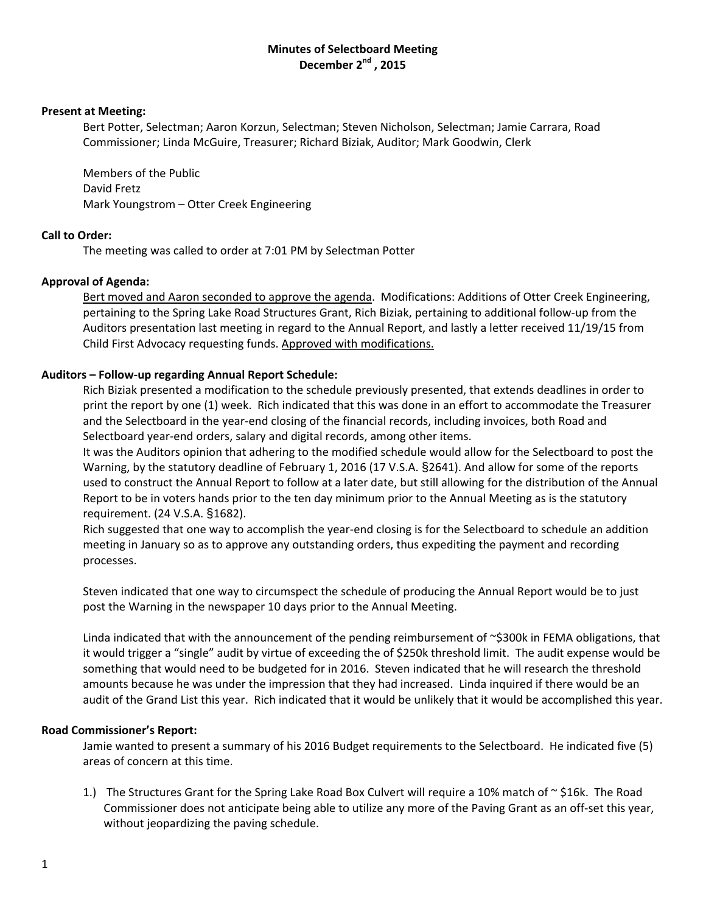# Minutes of Selectboard Meeting
## December 2nd , 2015

**Present at Meeting:**

Bert Potter, Selectman; Aaron Korzun, Selectman; Steven Nicholson, Selectman; Jamie Carrara, Road Commissioner; Linda McGuire, Treasurer; Richard Biziak, Auditor; Mark Goodwin, Clerk

Members of the Public
David Fretz
Mark Youngstrom – Otter Creek Engineering

**Call to Order:**

The meeting was called to order at 7:01 PM by Selectman Potter

**Approval of Agenda:**

Bert moved and Aaron seconded to approve the agenda. Modifications: Additions of Otter Creek Engineering, pertaining to the Spring Lake Road Structures Grant, Rich Biziak, pertaining to additional follow-up from the Auditors presentation last meeting in regard to the Annual Report, and lastly a letter received 11/19/15 from Child First Advocacy requesting funds. Approved with modifications.

**Auditors – Follow-up regarding Annual Report Schedule:**

Rich Biziak presented a modification to the schedule previously presented, that extends deadlines in order to print the report by one (1) week. Rich indicated that this was done in an effort to accommodate the Treasurer and the Selectboard in the year-end closing of the financial records, including invoices, both Road and Selectboard year-end orders, salary and digital records, among other items.

It was the Auditors opinion that adhering to the modified schedule would allow for the Selectboard to post the Warning, by the statutory deadline of February 1, 2016 (17 V.S.A. §2641). And allow for some of the reports used to construct the Annual Report to follow at a later date, but still allowing for the distribution of the Annual Report to be in voters hands prior to the ten day minimum prior to the Annual Meeting as is the statutory requirement. (24 V.S.A. §1682).

Rich suggested that one way to accomplish the year-end closing is for the Selectboard to schedule an addition meeting in January so as to approve any outstanding orders, thus expediting the payment and recording processes.

Steven indicated that one way to circumspect the schedule of producing the Annual Report would be to just post the Warning in the newspaper 10 days prior to the Annual Meeting.

Linda indicated that with the announcement of the pending reimbursement of ~$300k in FEMA obligations, that it would trigger a "single" audit by virtue of exceeding the of $250k threshold limit. The audit expense would be something that would need to be budgeted for in 2016. Steven indicated that he will research the threshold amounts because he was under the impression that they had increased. Linda inquired if there would be an audit of the Grand List this year. Rich indicated that it would be unlikely that it would be accomplished this year.

**Road Commissioner's Report:**

Jamie wanted to present a summary of his 2016 Budget requirements to the Selectboard. He indicated five (5) areas of concern at this time.

1.) The Structures Grant for the Spring Lake Road Box Culvert will require a 10% match of ~ $16k. The Road Commissioner does not anticipate being able to utilize any more of the Paving Grant as an off-set this year, without jeopardizing the paving schedule.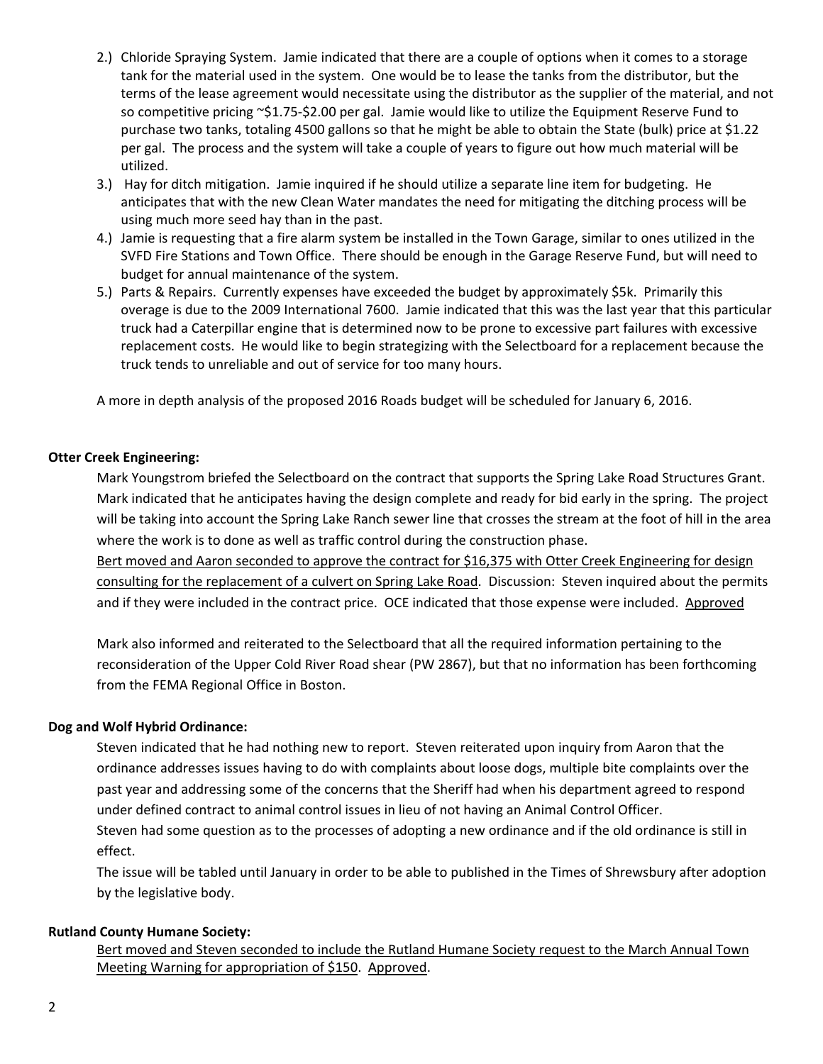2.) Chloride Spraying System. Jamie indicated that there are a couple of options when it comes to a storage tank for the material used in the system. One would be to lease the tanks from the distributor, but the terms of the lease agreement would necessitate using the distributor as the supplier of the material, and not so competitive pricing ~$1.75-$2.00 per gal. Jamie would like to utilize the Equipment Reserve Fund to purchase two tanks, totaling 4500 gallons so that he might be able to obtain the State (bulk) price at $1.22 per gal. The process and the system will take a couple of years to figure out how much material will be utilized.

3.) Hay for ditch mitigation. Jamie inquired if he should utilize a separate line item for budgeting. He anticipates that with the new Clean Water mandates the need for mitigating the ditching process will be using much more seed hay than in the past.

4.) Jamie is requesting that a fire alarm system be installed in the Town Garage, similar to ones utilized in the SVFD Fire Stations and Town Office. There should be enough in the Garage Reserve Fund, but will need to budget for annual maintenance of the system.

5.) Parts & Repairs. Currently expenses have exceeded the budget by approximately $5k. Primarily this overage is due to the 2009 International 7600. Jamie indicated that this was the last year that this particular truck had a Caterpillar engine that is determined now to be prone to excessive part failures with excessive replacement costs. He would like to begin strategizing with the Selectboard for a replacement because the truck tends to unreliable and out of service for too many hours.

A more in depth analysis of the proposed 2016 Roads budget will be scheduled for January 6, 2016.

**Otter Creek Engineering:**

Mark Youngstrom briefed the Selectboard on the contract that supports the Spring Lake Road Structures Grant. Mark indicated that he anticipates having the design complete and ready for bid early in the spring. The project will be taking into account the Spring Lake Ranch sewer line that crosses the stream at the foot of hill in the area where the work is to done as well as traffic control during the construction phase.

<u>Bert moved and Aaron seconded to approve the contract for $16,375 with Otter Creek Engineering for design consulting for the replacement of a culvert on Spring Lake Road</u>. Discussion: Steven inquired about the permits and if they were included in the contract price. OCE indicated that those expense were included. <u>Approved</u>

Mark also informed and reiterated to the Selectboard that all the required information pertaining to the reconsideration of the Upper Cold River Road shear (PW 2867), but that no information has been forthcoming from the FEMA Regional Office in Boston.

**Dog and Wolf Hybrid Ordinance:**

Steven indicated that he had nothing new to report. Steven reiterated upon inquiry from Aaron that the ordinance addresses issues having to do with complaints about loose dogs, multiple bite complaints over the past year and addressing some of the concerns that the Sheriff had when his department agreed to respond under defined contract to animal control issues in lieu of not having an Animal Control Officer.

Steven had some question as to the processes of adopting a new ordinance and if the old ordinance is still in effect.

The issue will be tabled until January in order to be able to published in the Times of Shrewsbury after adoption by the legislative body.

**Rutland County Humane Society:**

<u>Bert moved and Steven seconded to include the Rutland Humane Society request to the March Annual Town Meeting Warning for appropriation of $150</u>. <u>Approved</u>.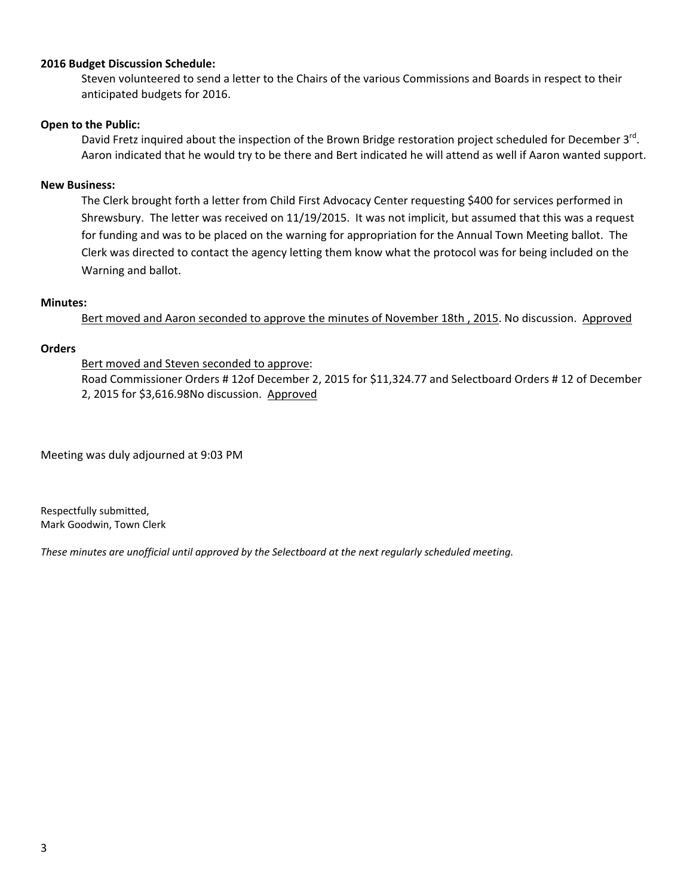**2016 Budget Discussion Schedule:**

Steven volunteered to send a letter to the Chairs of the various Commissions and Boards in respect to their anticipated budgets for 2016.

**Open to the Public:**

David Fretz inquired about the inspection of the Brown Bridge restoration project scheduled for December 3rd. Aaron indicated that he would try to be there and Bert indicated he will attend as well if Aaron wanted support.

**New Business:**

The Clerk brought forth a letter from Child First Advocacy Center requesting $400 for services performed in Shrewsbury. The letter was received on 11/19/2015. It was not implicit, but assumed that this was a request for funding and was to be placed on the warning for appropriation for the Annual Town Meeting ballot. The Clerk was directed to contact the agency letting them know what the protocol was for being included on the Warning and ballot.

**Minutes:**

<u>Bert moved and Aaron seconded to approve the minutes of November 18th , 2015</u>. No discussion. <u>Approved</u>

**Orders**

<u>Bert moved and Steven seconded to approve</u>:
Road Commissioner Orders # 12of December 2, 2015 for $11,324.77 and Selectboard Orders # 12 of December 2, 2015 for $3,616.98No discussion. <u>Approved</u>

Meeting was duly adjourned at 9:03 PM

Respectfully submitted,
Mark Goodwin, Town Clerk

*These minutes are unofficial until approved by the Selectboard at the next regularly scheduled meeting.*